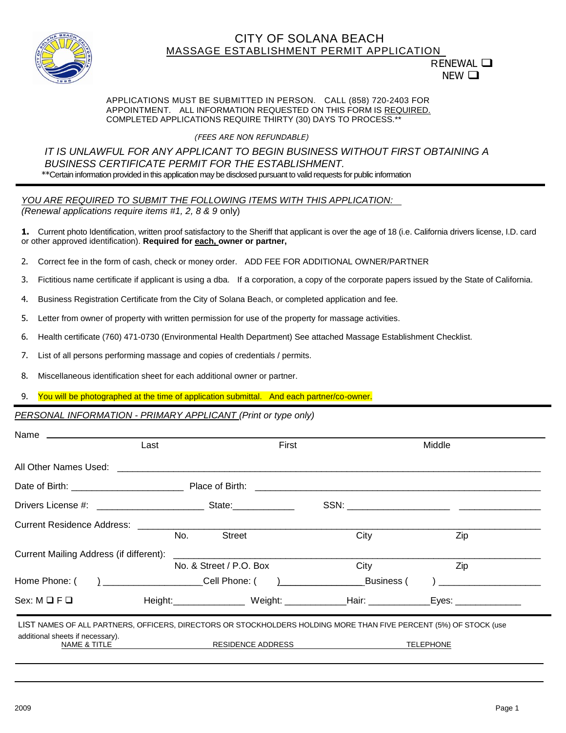# CITY OF SOLANA BEACH

## MASSAGE ESTABLISHMENT PERMIT APPLICATION

RENEWAL ❑
NEW ❑

APPLICATIONS MUST BE SUBMITTED IN PERSON. CALL (858) 720-2403 FOR APPOINTMENT. ALL INFORMATION REQUESTED ON THIS FORM IS REQUIRED. COMPLETED APPLICATIONS REQUIRE THIRTY (30) DAYS TO PROCESS.**

*(FEES ARE NON REFUNDABLE)*

*IT IS UNLAWFUL FOR ANY APPLICANT TO BEGIN BUSINESS WITHOUT FIRST OBTAINING A BUSINESS CERTIFICATE PERMIT FOR THE ESTABLISHMENT.*

**Certain information provided in this application may be disclosed pursuant to valid requests for public information

---

*YOU ARE REQUIRED TO SUBMIT THE FOLLOWING ITEMS WITH THIS APPLICATION:*
*(Renewal applications require items #1, 2, 8 & 9* only)

1. Current photo Identification, written proof satisfactory to the Sheriff that applicant is over the age of 18 (i.e. California drivers license, I.D. card or other approved identification). **Required for each, owner or partner,**
2. Correct fee in the form of cash, check or money order. ADD FEE FOR ADDITIONAL OWNER/PARTNER
3. Fictitious name certificate if applicant is using a dba. If a corporation, a copy of the corporate papers issued by the State of California.
4. Business Registration Certificate from the City of Solana Beach, or completed application and fee.
5. Letter from owner of property with written permission for use of the property for massage activities.
6. Health certificate (760) 471-0730 (Environmental Health Department) See attached Massage Establishment Checklist.
7. List of all persons performing massage and copies of credentials / permits.
8. Miscellaneous identification sheet for each additional owner or partner.
9. You will be photographed at the time of application submittal. And each partner/co-owner.

---

*PERSONAL INFORMATION - PRIMARY APPLICANT* *(Print or type only)*

Name ______________________________________________________________________
Last First Middle

All Other Names Used: ______________________________________________________________________

Date of Birth: ____________________ Place of Birth: ______________________________________________

Drivers License #: ____________________ State:___________ SSN: __________________ ______________

Current Residence Address: ______________________________________________________________________
No. Street City Zip

Current Mailing Address (if different): ______________________________________________________________
No. & Street / P.O. Box City Zip

Home Phone: ( ) __________________Cell Phone: ( )________________Business ( ) ___________________

Sex: M ❑ F ❑ Height:_____________ Weight: ___________Hair: ___________Eyes: ____________

---

LIST NAMES OF ALL PARTNERS, OFFICERS, DIRECTORS OR STOCKHOLDERS HOLDING MORE THAN FIVE PERCENT (5%) OF STOCK (use additional sheets if necessary).

| NAME & TITLE | RESIDENCE ADDRESS | TELEPHONE |
|---|---|---|
| | | |
| | | |

2009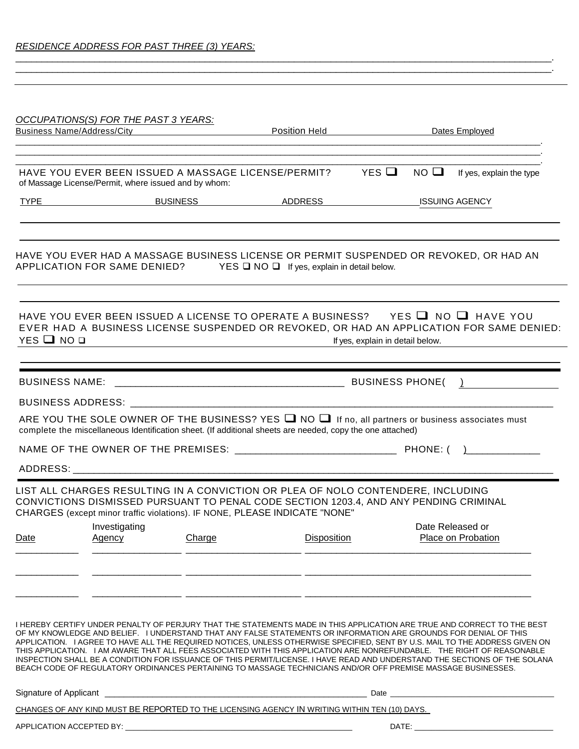*RESIDENCE ADDRESS FOR PAST THREE (3) YEARS:*

_______________________________________________________________________________________________.
_______________________________________________________________________________________________.

*OCCUPATIONS(S) FOR THE PAST 3 YEARS:*

| Business Name/Address/City | Position Held | Dates Employed |
|---|---|---|
| | | |
| | | |
| | | |

HAVE YOU EVER BEEN ISSUED A MASSAGE LICENSE/PERMIT? YES ❑ NO ❑ If yes, explain the type of Massage License/Permit, where issued and by whom:

| TYPE | BUSINESS | ADDRESS | ISSUING AGENCY |
|---|---|---|---|
| | | | |
| | | | |

HAVE YOU EVER HAD A MASSAGE BUSINESS LICENSE OR PERMIT SUSPENDED OR REVOKED, OR HAD AN APPLICATION FOR SAME DENIED? YES ❑ NO ❑ If yes, explain in detail below.

_______________________________________________________________________________________________

_______________________________________________________________________________________________

HAVE YOU EVER BEEN ISSUED A LICENSE TO OPERATE A BUSINESS? YES ❑ NO ❑ HAVE YOU EVER HAD A BUSINESS LICENSE SUSPENDED OR REVOKED, OR HAD AN APPLICATION FOR SAME DENIED: YES ❑ NO ❑ If yes, explain in detail below.

_______________________________________________________________________________________________

BUSINESS NAME: ________________________________________ BUSINESS PHONE( ) _______________

BUSINESS ADDRESS: _____________________________________________________________________

ARE YOU THE SOLE OWNER OF THE BUSINESS? YES ❑ NO ❑ If no, all partners or business associates must complete the miscellaneous Identification sheet. (If additional sheets are needed, copy the one attached)

NAME OF THE OWNER OF THE PREMISES: ____________________________ PHONE: ( )_____________

ADDRESS: ______________________________________________________________________________

LIST ALL CHARGES RESULTING IN A CONVICTION OR PLEA OF NOLO CONTENDERE, INCLUDING CONVICTIONS DISMISSED PURSUANT TO PENAL CODE SECTION 1203.4, AND ANY PENDING CRIMINAL CHARGES (except minor traffic violations). IF NONE, PLEASE INDICATE "NONE"

| Date | Investigating Agency | Charge | Disposition | Date Released or Place on Probation |
|---|---|---|---|---|
| | | | | |
| | | | | |
| | | | | |

I HEREBY CERTIFY UNDER PENALTY OF PERJURY THAT THE STATEMENTS MADE IN THIS APPLICATION ARE TRUE AND CORRECT TO THE BEST OF MY KNOWLEDGE AND BELIEF. I UNDERSTAND THAT ANY FALSE STATEMENTS OR INFORMATION ARE GROUNDS FOR DENIAL OF THIS APPLICATION. I AGREE TO HAVE ALL THE REQUIRED NOTICES, UNLESS OTHERWISE SPECIFIED, SENT BY U.S. MAIL TO THE ADDRESS GIVEN ON THIS APPLICATION. I AM AWARE THAT ALL FEES ASSOCIATED WITH THIS APPLICATION ARE NONREFUNDABLE. THE RIGHT OF REASONABLE INSPECTION SHALL BE A CONDITION FOR ISSUANCE OF THIS PERMIT/LICENSE. I HAVE READ AND UNDERSTAND THE SECTIONS OF THE SOLANA BEACH CODE OF REGULATORY ORDINANCES PERTAINING TO MASSAGE TECHNICIANS AND/OR OFF PREMISE MASSAGE BUSINESSES.

Signature of Applicant ____________________________________________ Date ______________________________

CHANGES OF ANY KIND MUST BE REPORTED TO THE LICENSING AGENCY IN WRITING WITHIN TEN (10) DAYS.

APPLICATION ACCEPTED BY: ______________________________________ DATE: ___________________________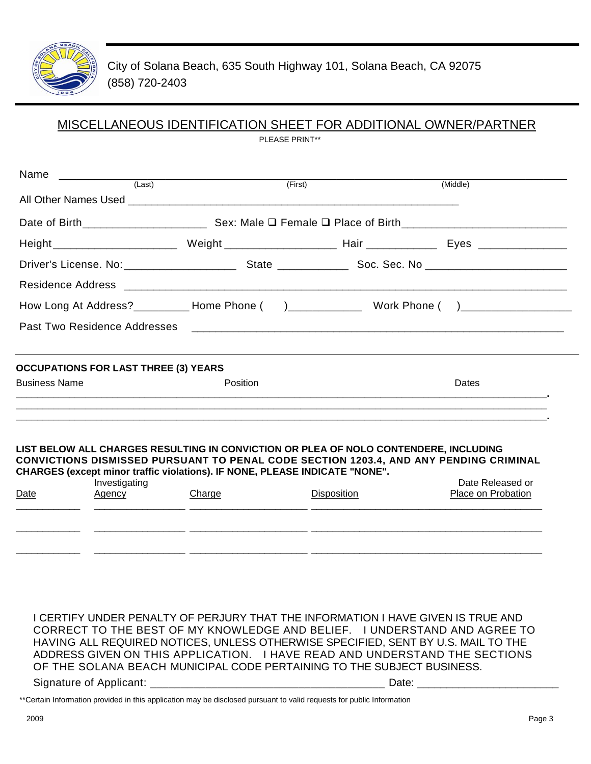City of Solana Beach, 635 South Highway 101, Solana Beach, CA 92075
(858) 720-2403

## MISCELLANEOUS IDENTIFICATION SHEET FOR ADDITIONAL OWNER/PARTNER

PLEASE PRINT**

Name ______________________________________________________________________________
(Last) (First) (Middle)

All Other Names Used ______________________________________________________

Date of Birth____________________ Sex: Male ❑ Female ❑ Place of Birth__________________________

Height____________________ Weight __________________ Hair ____________ Eyes ______________

Driver's License. No:__________________ State ____________ Soc. Sec. No _______________________

Residence Address ____________________________________________________________________

How Long At Address?_________ Home Phone ( )____________ Work Phone ( )__________________

Past Two Residence Addresses ____________________________________________________________

**OCCUPATIONS FOR LAST THREE (3) YEARS**

| Business Name | Position | Dates |
|---|---|---|
| | | |
| | | |
| | | |

**LIST BELOW ALL CHARGES RESULTING IN CONVICTION OR PLEA OF NOLO CONTENDERE, INCLUDING CONVICTIONS DISMISSED PURSUANT TO PENAL CODE SECTION 1203.4, AND ANY PENDING CRIMINAL CHARGES (except minor traffic violations). IF NONE, PLEASE INDICATE "NONE".**

| Date | Investigating Agency | Charge | Disposition | Date Released or Place on Probation |
|---|---|---|---|---|
| | | | | |
| | | | | |
| | | | | |

I CERTIFY UNDER PENALTY OF PERJURY THAT THE INFORMATION I HAVE GIVEN IS TRUE AND CORRECT TO THE BEST OF MY KNOWLEDGE AND BELIEF. I UNDERSTAND AND AGREE TO HAVING ALL REQUIRED NOTICES, UNLESS OTHERWISE SPECIFIED, SENT BY U.S. MAIL TO THE ADDRESS GIVEN ON THIS APPLICATION. I HAVE READ AND UNDERSTAND THE SECTIONS OF THE SOLANA BEACH MUNICIPAL CODE PERTAINING TO THE SUBJECT BUSINESS.

Signature of Applicant: ______________________________________ Date: _______________________

**Certain Information provided in this application may be disclosed pursuant to valid requests for public Information

2009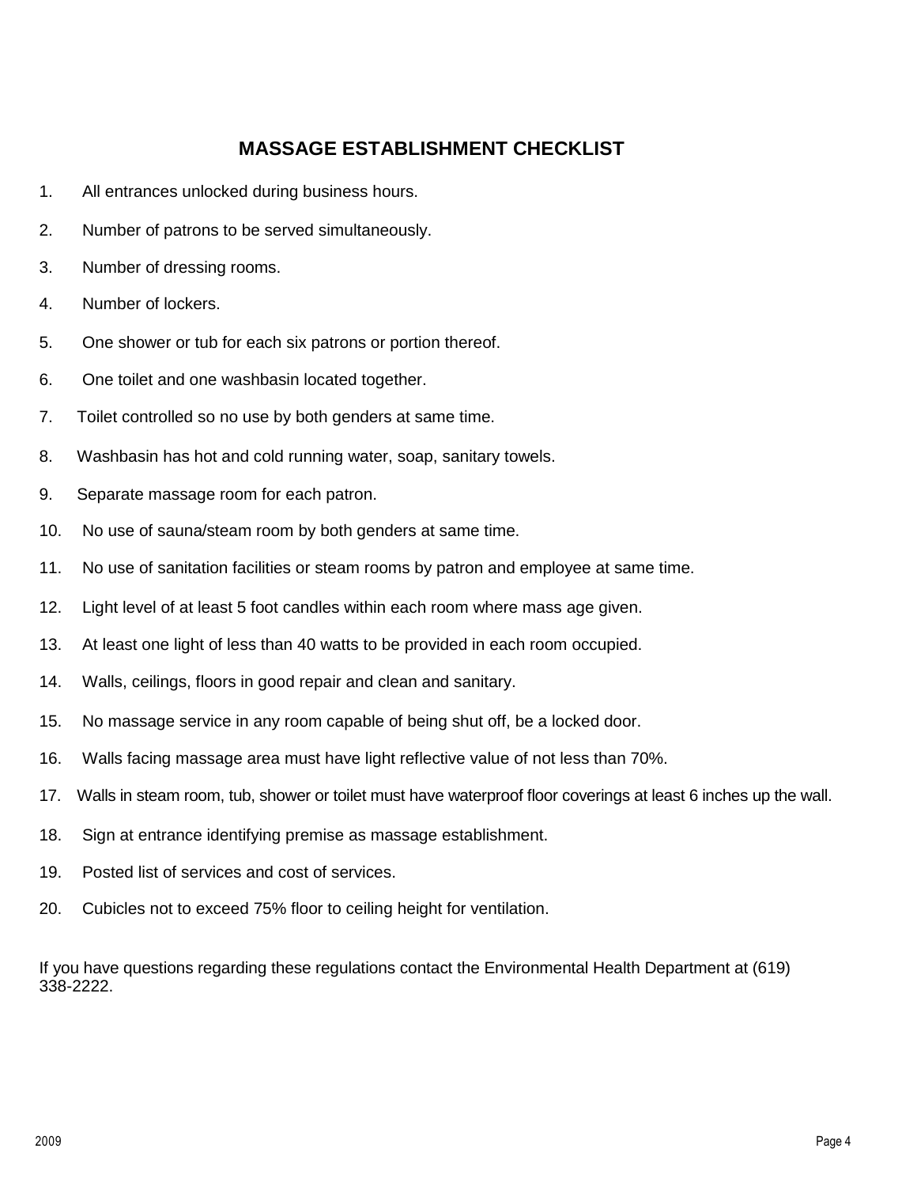## MASSAGE ESTABLISHMENT CHECKLIST

1. All entrances unlocked during business hours.
2. Number of patrons to be served simultaneously.
3. Number of dressing rooms.
4. Number of lockers.
5. One shower or tub for each six patrons or portion thereof.
6. One toilet and one washbasin located together.
7. Toilet controlled so no use by both genders at same time.
8. Washbasin has hot and cold running water, soap, sanitary towels.
9. Separate massage room for each patron.
10. No use of sauna/steam room by both genders at same time.
11. No use of sanitation facilities or steam rooms by patron and employee at same time.
12. Light level of at least 5 foot candles within each room where mass age given.
13. At least one light of less than 40 watts to be provided in each room occupied.
14. Walls, ceilings, floors in good repair and clean and sanitary.
15. No massage service in any room capable of being shut off, be a locked door.
16. Walls facing massage area must have light reflective value of not less than 70%.
17. Walls in steam room, tub, shower or toilet must have waterproof floor coverings at least 6 inches up the wall.
18. Sign at entrance identifying premise as massage establishment.
19. Posted list of services and cost of services.
20. Cubicles not to exceed 75% floor to ceiling height for ventilation.

If you have questions regarding these regulations contact the Environmental Health Department at (619) 338-2222.

2009